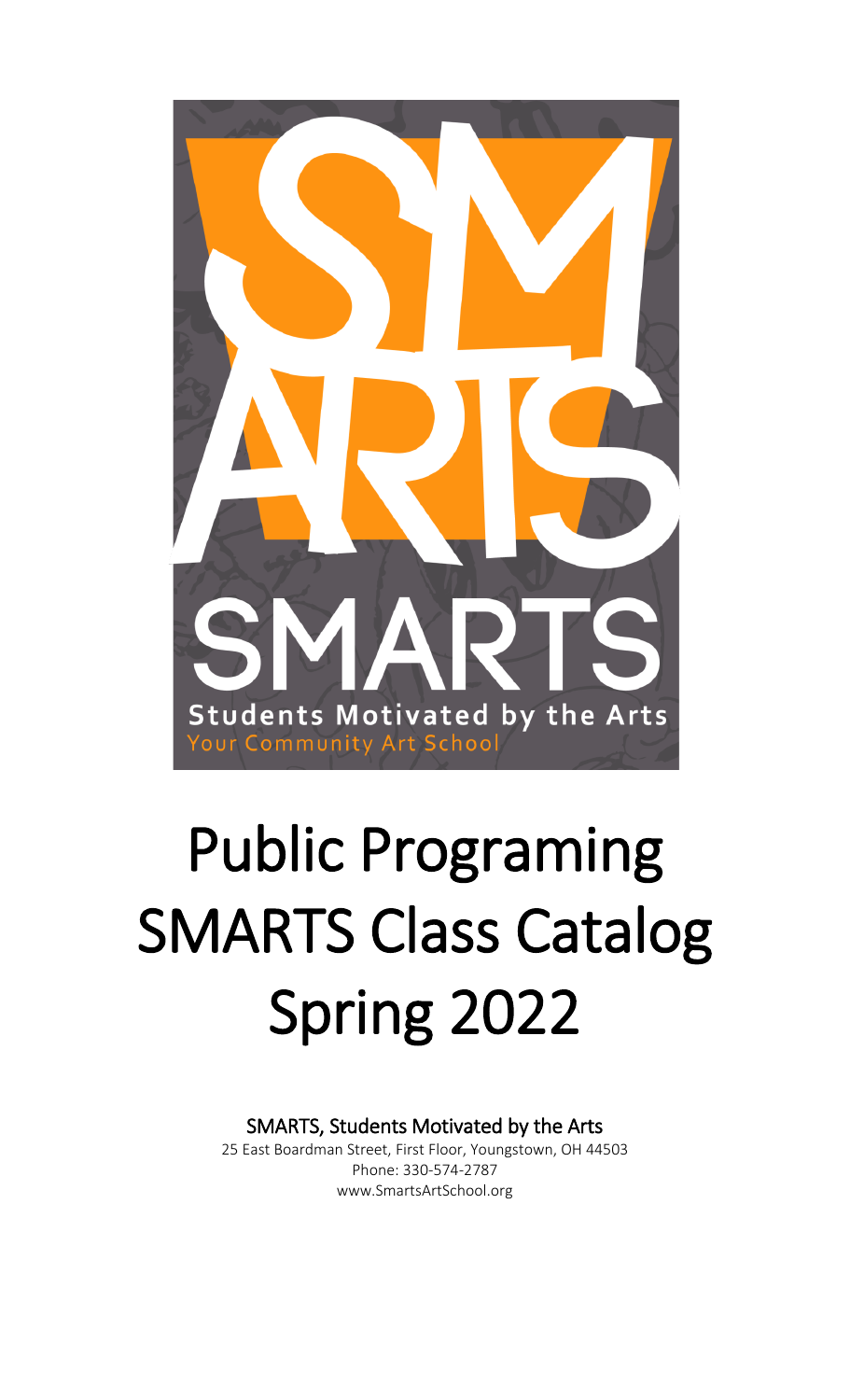SMARTS
Students Motivated by the Arts
Your Community Art School

# Public Programing SMARTS Class Catalog Spring 2022

**SMARTS, Students Motivated by the Arts**
25 East Boardman Street, First Floor, Youngstown, OH 44503
Phone: 330-574-2787
www.SmartsArtSchool.org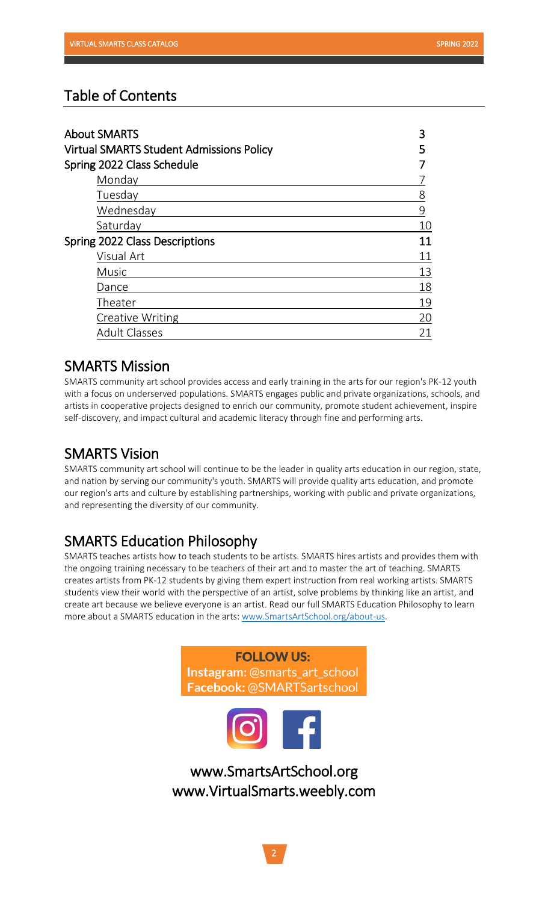## Table of Contents

| | |
|---|---|
| **About SMARTS** | 3 |
| **Virtual SMARTS Student Admissions Policy** | 5 |
| **Spring 2022 Class Schedule** | 7 |
| Monday | 7 |
| Tuesday | 8 |
| Wednesday | 9 |
| Saturday | 10 |
| **Spring 2022 Class Descriptions** | 11 |
| Visual Art | 11 |
| Music | 13 |
| Dance | 18 |
| Theater | 19 |
| Creative Writing | 20 |
| Adult Classes | 21 |

## SMARTS Mission

SMARTS community art school provides access and early training in the arts for our region's PK-12 youth with a focus on underserved populations. SMARTS engages public and private organizations, schools, and artists in cooperative projects designed to enrich our community, promote student achievement, inspire self-discovery, and impact cultural and academic literacy through fine and performing arts.

## SMARTS Vision

SMARTS community art school will continue to be the leader in quality arts education in our region, state, and nation by serving our community's youth. SMARTS will provide quality arts education, and promote our region's arts and culture by establishing partnerships, working with public and private organizations, and representing the diversity of our community.

## SMARTS Education Philosophy

SMARTS teaches artists how to teach students to be artists. SMARTS hires artists and provides them with the ongoing training necessary to be teachers of their art and to master the art of teaching. SMARTS creates artists from PK-12 students by giving them expert instruction from real working artists. SMARTS students view their world with the perspective of an artist, solve problems by thinking like an artist, and create art because we believe everyone is an artist. Read our full SMARTS Education Philosophy to learn more about a SMARTS education in the arts: www.SmartsArtSchool.org/about-us.

**FOLLOW US:**
**Instagram:** @smarts_art_school
**Facebook:** @SMARTSartschool

www.SmartsArtSchool.org
www.VirtualSmarts.weebly.com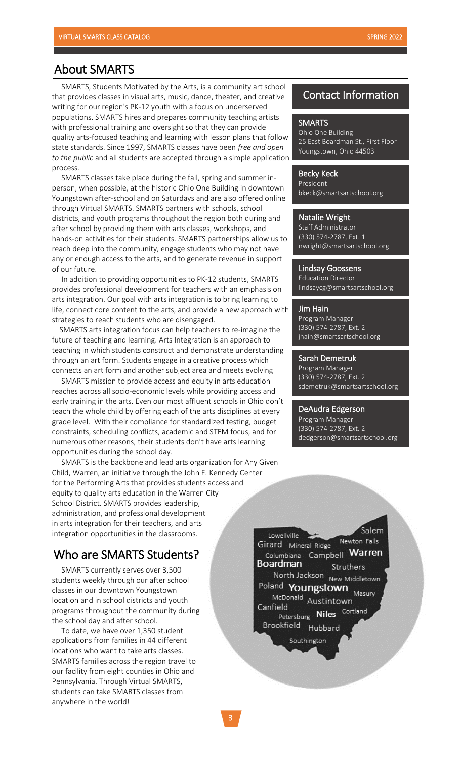## About SMARTS

SMARTS, Students Motivated by the Arts, is a community art school that provides classes in visual arts, music, dance, theater, and creative writing for our region's PK-12 youth with a focus on underserved populations. SMARTS hires and prepares community teaching artists with professional training and oversight so that they can provide quality arts-focused teaching and learning with lesson plans that follow state standards. Since 1997, SMARTS classes have been *free and open to the public* and all students are accepted through a simple application process.

SMARTS classes take place during the fall, spring and summer in-person, when possible, at the historic Ohio One Building in downtown Youngstown after-school and on Saturdays and are also offered online through Virtual SMARTS. SMARTS partners with schools, school districts, and youth programs throughout the region both during and after school by providing them with arts classes, workshops, and hands-on activities for their students. SMARTS partnerships allow us to reach deep into the community, engage students who may not have any or enough access to the arts, and to generate revenue in support of our future.

In addition to providing opportunities to PK-12 students, SMARTS provides professional development for teachers with an emphasis on arts integration. Our goal with arts integration is to bring learning to life, connect core content to the arts, and provide a new approach with strategies to reach students who are disengaged.

SMARTS arts integration focus can help teachers to re-imagine the future of teaching and learning. Arts Integration is an approach to teaching in which students construct and demonstrate understanding through an art form. Students engage in a creative process which connects an art form and another subject area and meets evolving

SMARTS mission to provide access and equity in arts education reaches across all socio-economic levels while providing access and early training in the arts. Even our most affluent schools in Ohio don't teach the whole child by offering each of the arts disciplines at every grade level. With their compliance for standardized testing, budget constraints, scheduling conflicts, academic and STEM focus, and for numerous other reasons, their students don't have arts learning opportunities during the school day.

SMARTS is the backbone and lead arts organization for Any Given Child, Warren, an initiative through the John F. Kennedy Center for the Performing Arts that provides students access and equity to quality arts education in the Warren City School District. SMARTS provides leadership, administration, and professional development in arts integration for their teachers, and arts integration opportunities in the classrooms.

## Who are SMARTS Students?

SMARTS currently serves over 3,500 students weekly through our after school classes in our downtown Youngstown location and in school districts and youth programs throughout the community during the school day and after school.

To date, we have over 1,350 student applications from families in 44 different locations who want to take arts classes. SMARTS families across the region travel to our facility from eight counties in Ohio and Pennsylvania. Through Virtual SMARTS, students can take SMARTS classes from anywhere in the world!

Lowellville, Salem, Girard, Mineral Ridge, Newton Falls, Columbiana, Campbell, Warren, Boardman, Struthers, North Jackson, New Middletown, Poland, Youngstown, Masury, McDonald, Austintown, Canfield, Petersburg, Niles, Cortland, Brookfield, Hubbard, Southington

## Contact Information

**SMARTS**
Ohio One Building
25 East Boardman St., First Floor
Youngstown, Ohio 44503

**Becky Keck**
President
bkeck@smartsartschool.org

**Natalie Wright**
Staff Administrator
(330) 574-2787, Ext. 1
nwright@smartsartschool.org

**Lindsay Goossens**
Education Director
lindsaycg@smartsartschool.org

**Jim Hain**
Program Manager
(330) 574-2787, Ext. 2
jhain@smartsartschool.org

**Sarah Demetruk**
Program Manager
(330) 574-2787, Ext. 2
sdemetruk@smartsartschool.org

**DeAudra Edgerson**
Program Manager
(330) 574-2787, Ext. 2
dedgerson@smartsartschool.org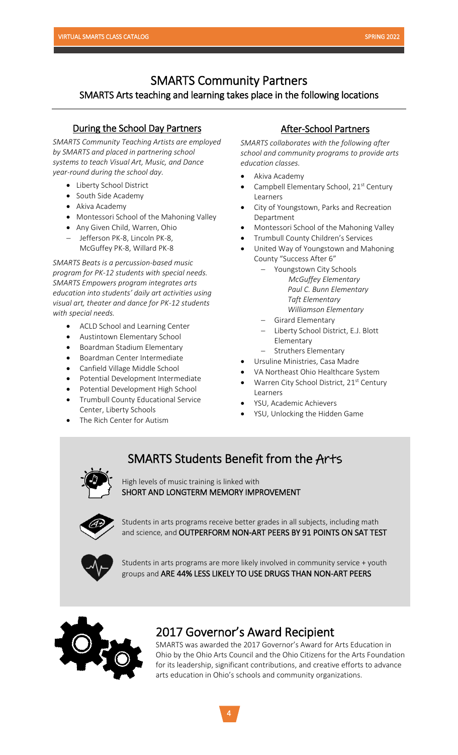# SMARTS Community Partners

## SMARTS Arts teaching and learning takes place in the following locations

### During the School Day Partners

*SMARTS Community Teaching Artists are employed by SMARTS and placed in partnering school systems to teach Visual Art, Music, and Dance year-round during the school day.*

- Liberty School District
- South Side Academy
- Akiva Academy
- Montessori School of the Mahoning Valley
- Any Given Child, Warren, Ohio
  - Jefferson PK-8, Lincoln PK-8, McGuffey PK-8, Willard PK-8

*SMARTS Beats is a percussion-based music program for PK-12 students with special needs. SMARTS Empowers program integrates arts education into students' daily art activities using visual art, theater and dance for PK-12 students with special needs.*

- ACLD School and Learning Center
- Austintown Elementary School
- Boardman Stadium Elementary
- Boardman Center Intermediate
- Canfield Village Middle School
- Potential Development Intermediate
- Potential Development High School
- Trumbull County Educational Service Center, Liberty Schools
- The Rich Center for Autism

### After-School Partners

*SMARTS collaborates with the following after school and community programs to provide arts education classes.*

- Akiva Academy
- Campbell Elementary School, 21st Century Learners
- City of Youngstown, Parks and Recreation Department
- Montessori School of the Mahoning Valley
- Trumbull County Children's Services
- United Way of Youngstown and Mahoning County "Success After 6"
  - Youngstown City Schools
    - *McGuffey Elementary*
    - *Paul C. Bunn Elementary*
    - *Taft Elementary*
    - *Williamson Elementary*
  - Girard Elementary
  - Liberty School District, E.J. Blott Elementary
  - Struthers Elementary
- Ursuline Ministries, Casa Madre
- VA Northeast Ohio Healthcare System
- Warren City School District, 21st Century Learners
- YSU, Academic Achievers
- YSU, Unlocking the Hidden Game

## SMARTS Students Benefit from the Arts

High levels of music training is linked with **SHORT AND LONGTERM MEMORY IMPROVEMENT**

Students in arts programs receive better grades in all subjects, including math and science, and **OUTPERFORM NON-ART PEERS BY 91 POINTS ON SAT TEST**

Students in arts programs are more likely involved in community service + youth groups and **ARE 44% LESS LIKELY TO USE DRUGS THAN NON-ART PEERS**

## 2017 Governor's Award Recipient

SMARTS was awarded the 2017 Governor's Award for Arts Education in Ohio by the Ohio Arts Council and the Ohio Citizens for the Arts Foundation for its leadership, significant contributions, and creative efforts to advance arts education in Ohio's schools and community organizations.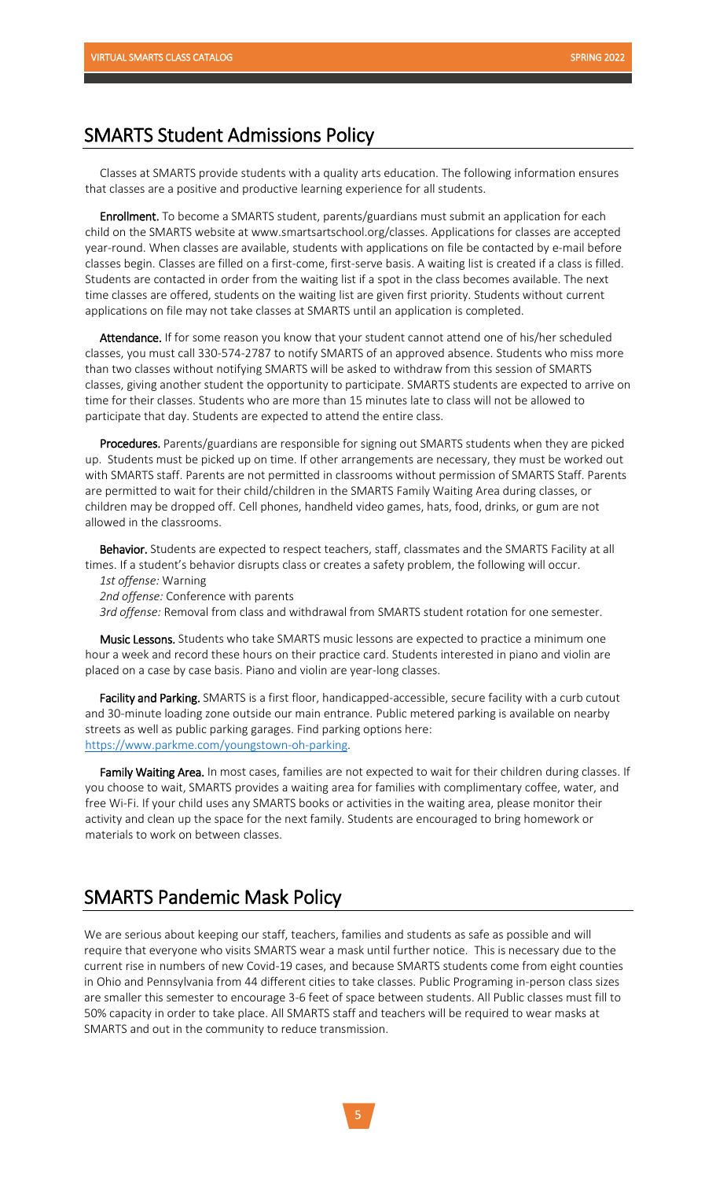## SMARTS Student Admissions Policy

Classes at SMARTS provide students with a quality arts education. The following information ensures that classes are a positive and productive learning experience for all students.

**Enrollment.** To become a SMARTS student, parents/guardians must submit an application for each child on the SMARTS website at www.smartsartschool.org/classes. Applications for classes are accepted year-round. When classes are available, students with applications on file be contacted by e-mail before classes begin. Classes are filled on a first-come, first-serve basis. A waiting list is created if a class is filled. Students are contacted in order from the waiting list if a spot in the class becomes available. The next time classes are offered, students on the waiting list are given first priority. Students without current applications on file may not take classes at SMARTS until an application is completed.

**Attendance.** If for some reason you know that your student cannot attend one of his/her scheduled classes, you must call 330-574-2787 to notify SMARTS of an approved absence. Students who miss more than two classes without notifying SMARTS will be asked to withdraw from this session of SMARTS classes, giving another student the opportunity to participate. SMARTS students are expected to arrive on time for their classes. Students who are more than 15 minutes late to class will not be allowed to participate that day. Students are expected to attend the entire class.

**Procedures.** Parents/guardians are responsible for signing out SMARTS students when they are picked up. Students must be picked up on time. If other arrangements are necessary, they must be worked out with SMARTS staff. Parents are not permitted in classrooms without permission of SMARTS Staff. Parents are permitted to wait for their child/children in the SMARTS Family Waiting Area during classes, or children may be dropped off. Cell phones, handheld video games, hats, food, drinks, or gum are not allowed in the classrooms.

**Behavior.** Students are expected to respect teachers, staff, classmates and the SMARTS Facility at all times. If a student's behavior disrupts class or creates a safety problem, the following will occur.

*1st offense:* Warning

*2nd offense:* Conference with parents

*3rd offense:* Removal from class and withdrawal from SMARTS student rotation for one semester.

**Music Lessons.** Students who take SMARTS music lessons are expected to practice a minimum one hour a week and record these hours on their practice card. Students interested in piano and violin are placed on a case by case basis. Piano and violin are year-long classes.

**Facility and Parking.** SMARTS is a first floor, handicapped-accessible, secure facility with a curb cutout and 30-minute loading zone outside our main entrance. Public metered parking is available on nearby streets as well as public parking garages. Find parking options here: https://www.parkme.com/youngstown-oh-parking.

**Family Waiting Area.** In most cases, families are not expected to wait for their children during classes. If you choose to wait, SMARTS provides a waiting area for families with complimentary coffee, water, and free Wi-Fi. If your child uses any SMARTS books or activities in the waiting area, please monitor their activity and clean up the space for the next family. Students are encouraged to bring homework or materials to work on between classes.

## SMARTS Pandemic Mask Policy

We are serious about keeping our staff, teachers, families and students as safe as possible and will require that everyone who visits SMARTS wear a mask until further notice. This is necessary due to the current rise in numbers of new Covid-19 cases, and because SMARTS students come from eight counties in Ohio and Pennsylvania from 44 different cities to take classes. Public Programing in-person class sizes are smaller this semester to encourage 3-6 feet of space between students. All Public classes must fill to 50% capacity in order to take place. All SMARTS staff and teachers will be required to wear masks at SMARTS and out in the community to reduce transmission.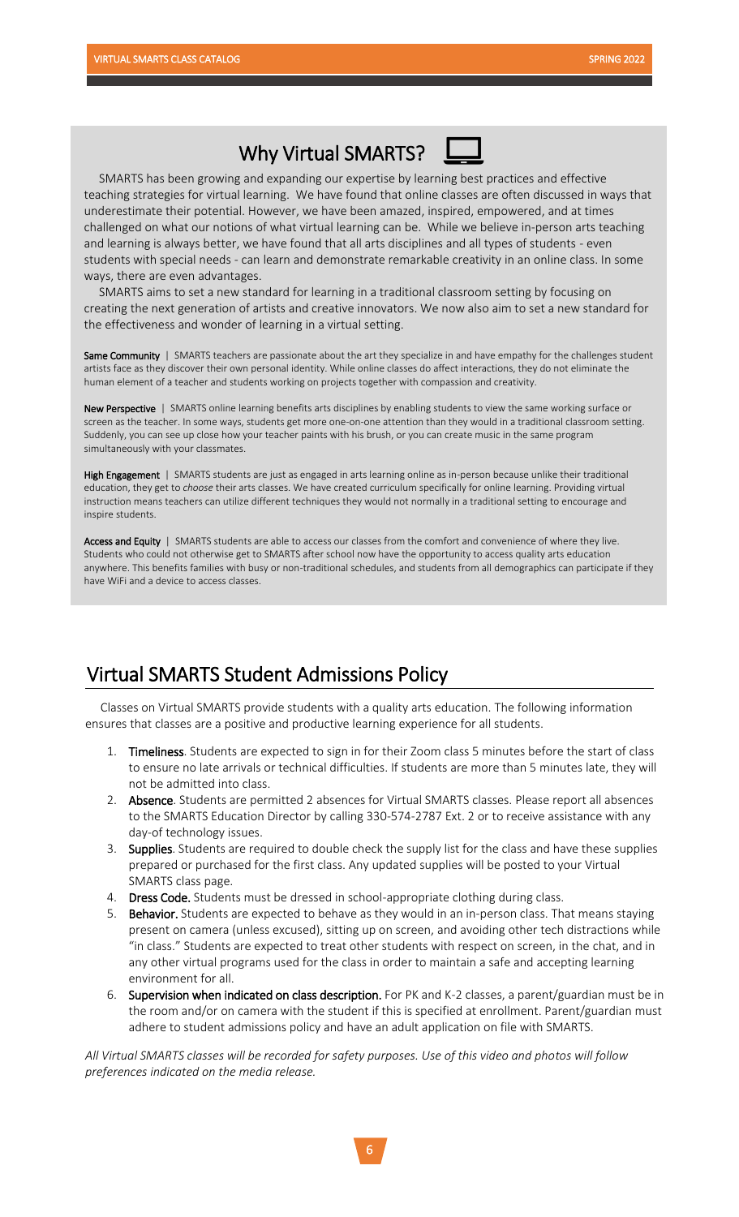## Why Virtual SMARTS?

SMARTS has been growing and expanding our expertise by learning best practices and effective teaching strategies for virtual learning. We have found that online classes are often discussed in ways that underestimate their potential. However, we have been amazed, inspired, empowered, and at times challenged on what our notions of what virtual learning can be. While we believe in-person arts teaching and learning is always better, we have found that all arts disciplines and all types of students - even students with special needs - can learn and demonstrate remarkable creativity in an online class. In some ways, there are even advantages.

SMARTS aims to set a new standard for learning in a traditional classroom setting by focusing on creating the next generation of artists and creative innovators. We now also aim to set a new standard for the effectiveness and wonder of learning in a virtual setting.

**Same Community** | SMARTS teachers are passionate about the art they specialize in and have empathy for the challenges student artists face as they discover their own personal identity. While online classes do affect interactions, they do not eliminate the human element of a teacher and students working on projects together with compassion and creativity.

**New Perspective** | SMARTS online learning benefits arts disciplines by enabling students to view the same working surface or screen as the teacher. In some ways, students get more one-on-one attention than they would in a traditional classroom setting. Suddenly, you can see up close how your teacher paints with his brush, or you can create music in the same program simultaneously with your classmates.

**High Engagement** | SMARTS students are just as engaged in arts learning online as in-person because unlike their traditional education, they get to *choose* their arts classes. We have created curriculum specifically for online learning. Providing virtual instruction means teachers can utilize different techniques they would not normally in a traditional setting to encourage and inspire students.

**Access and Equity** | SMARTS students are able to access our classes from the comfort and convenience of where they live. Students who could not otherwise get to SMARTS after school now have the opportunity to access quality arts education anywhere. This benefits families with busy or non-traditional schedules, and students from all demographics can participate if they have WiFi and a device to access classes.

## Virtual SMARTS Student Admissions Policy

Classes on Virtual SMARTS provide students with a quality arts education. The following information ensures that classes are a positive and productive learning experience for all students.

1. **Timeliness**. Students are expected to sign in for their Zoom class 5 minutes before the start of class to ensure no late arrivals or technical difficulties. If students are more than 5 minutes late, they will not be admitted into class.
2. **Absence**. Students are permitted 2 absences for Virtual SMARTS classes. Please report all absences to the SMARTS Education Director by calling 330-574-2787 Ext. 2 or to receive assistance with any day-of technology issues.
3. **Supplies**. Students are required to double check the supply list for the class and have these supplies prepared or purchased for the first class. Any updated supplies will be posted to your Virtual SMARTS class page.
4. **Dress Code.** Students must be dressed in school-appropriate clothing during class.
5. **Behavior.** Students are expected to behave as they would in an in-person class. That means staying present on camera (unless excused), sitting up on screen, and avoiding other tech distractions while "in class." Students are expected to treat other students with respect on screen, in the chat, and in any other virtual programs used for the class in order to maintain a safe and accepting learning environment for all.
6. **Supervision when indicated on class description.** For PK and K-2 classes, a parent/guardian must be in the room and/or on camera with the student if this is specified at enrollment. Parent/guardian must adhere to student admissions policy and have an adult application on file with SMARTS.

*All Virtual SMARTS classes will be recorded for safety purposes. Use of this video and photos will follow preferences indicated on the media release.*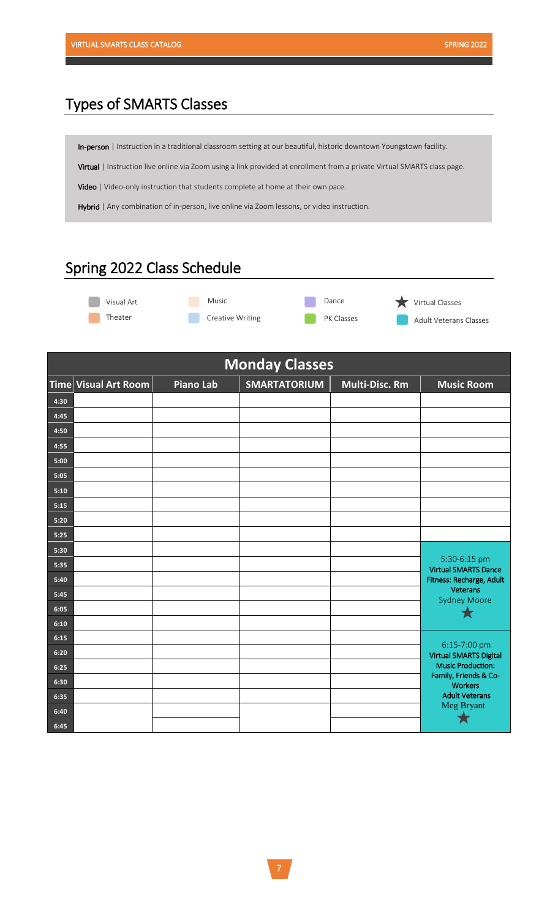## Types of SMARTS Classes

**In-person** | Instruction in a traditional classroom setting at our beautiful, historic downtown Youngstown facility.

**Virtual** | Instruction live online via Zoom using a link provided at enrollment from a private Virtual SMARTS class page.

**Video** | Video-only instruction that students complete at home at their own pace.

**Hybrid** | Any combination of in-person, live online via Zoom lessons, or video instruction.

## Spring 2022 Class Schedule

Visual Art | Music | Dance | ★ Virtual Classes
Theater | Creative Writing | PK Classes | Adult Veterans Classes

| Monday Classes | | | | | |
|---|---|---|---|---|---|
| **Time** | **Visual Art Room** | **Piano Lab** | **SMARTATORIUM** | **Multi-Disc. Rm** | **Music Room** |
| 4:30 | | | | | |
| 4:45 | | | | | |
| 4:50 | | | | | |
| 4:55 | | | | | |
| 5:00 | | | | | |
| 5:05 | | | | | |
| 5:10 | | | | | |
| 5:15 | | | | | |
| 5:20 | | | | | |
| 5:25 | | | | | |
| 5:30 | | | | | 5:30-6:15 pm **Virtual SMARTS Dance Fitness: Recharge, Adult Veterans** Sydney Moore ★ |
| 5:35 | | | | | |
| 5:40 | | | | | |
| 5:45 | | | | | |
| 6:05 | | | | | |
| 6:10 | | | | | |
| 6:15 | | | | | 6:15-7:00 pm **Virtual SMARTS Digital Music Production: Family, Friends & Co-Workers Adult Veterans** Meg Bryant ★ |
| 6:20 | | | | | |
| 6:25 | | | | | |
| 6:30 | | | | | |
| 6:35 | | | | | |
| 6:40 | | | | | |
| 6:45 | | | | | |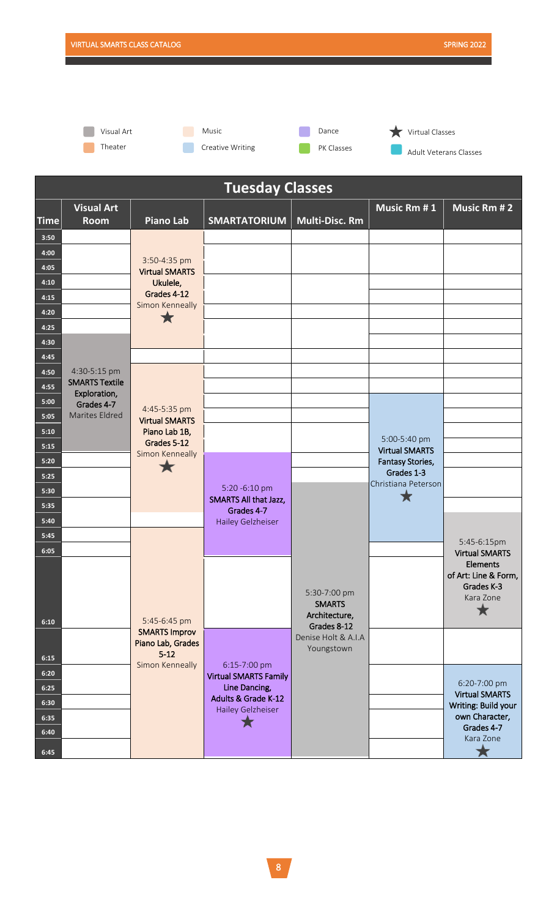Visual Art | Music | Dance | ★ Virtual Classes
Theater | Creative Writing | PK Classes | Adult Veterans Classes

## Tuesday Classes

| Time | Visual Art Room | Piano Lab | SMARTATORIUM | Multi-Disc. Rm | Music Rm # 1 | Music Rm # 2 |
|---|---|---|---|---|---|---|
| 3:50 | | 3:50-4:35 pm **Virtual SMARTS Ukulele, Grades 4-12** Simon Kenneally ★ | | | | |
| 4:00 | | | | | | |
| 4:05 | | | | | | |
| 4:10 | | | | | | |
| 4:15 | | | | | | |
| 4:20 | | | | | | |
| 4:25 | | | | | | |
| 4:30 | 4:30-5:15 pm **SMARTS Textile Exploration, Grades 4-7** Marites Eldred | | | | | |
| 4:45 | | 4:45-5:35 pm **Virtual SMARTS Piano Lab 1B, Grades 5-12** Simon Kenneally ★ | | | | |
| 4:50 | | | | | | |
| 4:55 | | | | | | |
| 5:00 | | | | | 5:00-5:40 pm **Virtual SMARTS Fantasy Stories, Grades 1-3** Christiana Peterson ★ | |
| 5:05 | | | | | | |
| 5:10 | | | | | | |
| 5:15 | | | | | | |
| 5:20 | | | 5:20 -6:10 pm **SMARTS All that Jazz, Grades 4-7** Hailey Gelzheiser | | | |
| 5:25 | | | | | | |
| 5:30 | | | | 5:30-7:00 pm **SMARTS Architecture, Grades 8-12** Denise Holt & A.I.A Youngstown | | |
| 5:35 | | | | | | |
| 5:40 | | | | | | |
| 5:45 | | 5:45-6:45 pm **SMARTS Improv Piano Lab, Grades 5-12** Simon Kenneally | | | | 5:45-6:15pm **Virtual SMARTS Elements of Art: Line & Form, Grades K-3** Kara Zone ★ |
| 6:05 | | | | | | |
| 6:10 | | | | | | |
| 6:15 | | | 6:15-7:00 pm **Virtual SMARTS Family Line Dancing, Adults & Grade K-12** Hailey Gelzheiser ★ | | | |
| 6:20 | | | | | | 6:20-7:00 pm **Virtual SMARTS Writing: Build your own Character, Grades 4-7** Kara Zone ★ |
| 6:25 | | | | | | |
| 6:30 | | | | | | |
| 6:35 | | | | | | |
| 6:40 | | | | | | |
| 6:45 | | | | | | |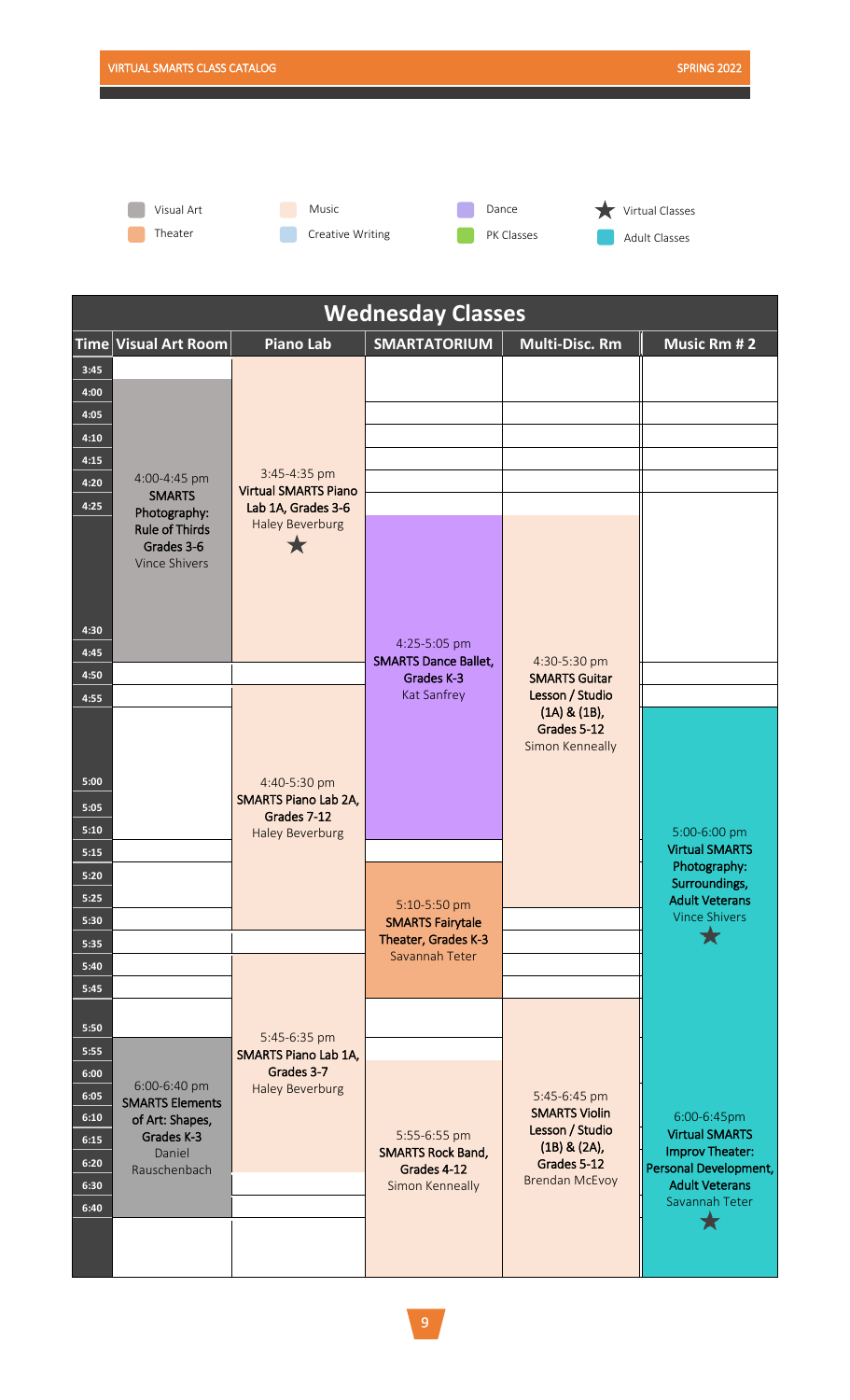Visual Art | Music | Dance | ★ Virtual Classes
Theater | Creative Writing | PK Classes | Adult Classes

## Wednesday Classes

| Time | Visual Art Room | Piano Lab | SMARTATORIUM | Multi-Disc. Rm | Music Rm # 2 |
|---|---|---|---|---|---|
| 3:45 | | 3:45-4:35 pm **Virtual SMARTS Piano Lab 1A, Grades 3-6** Haley Beverburg ★ | | | |
| 4:00 | 4:00-4:45 pm **SMARTS Photography: Rule of Thirds Grades 3-6** Vince Shivers | | | | |
| 4:25 | | | 4:25-5:05 pm **SMARTS Dance Ballet, Grades K-3** Kat Sanfrey | | |
| 4:30 | | | | 4:30-5:30 pm **SMARTS Guitar Lesson / Studio (1A) & (1B), Grades 5-12** Simon Kenneally | |
| 4:40 | | 4:40-5:30 pm **SMARTS Piano Lab 2A, Grades 7-12** Haley Beverburg | | | |
| 5:00 | | | | | 5:00-6:00 pm **Virtual SMARTS Photography: Surroundings, Adult Veterans** Vince Shivers ★ |
| 5:10 | | | 5:10-5:50 pm **SMARTS Fairytale Theater, Grades K-3** Savannah Teter | | |
| 5:45 | | 5:45-6:35 pm **SMARTS Piano Lab 1A, Grades 3-7** Haley Beverburg | | 5:45-6:45 pm **SMARTS Violin Lesson / Studio (1B) & (2A), Grades 5-12** Brendan McEvoy | |
| 5:55 | | | 5:55-6:55 pm **SMARTS Rock Band, Grades 4-12** Simon Kenneally | | |
| 6:00 | 6:00-6:40 pm **SMARTS Elements of Art: Shapes, Grades K-3** Daniel Rauschenbach | | | | 6:00-6:45pm **Virtual SMARTS Improv Theater: Personal Development, Adult Veterans** Savannah Teter ★ |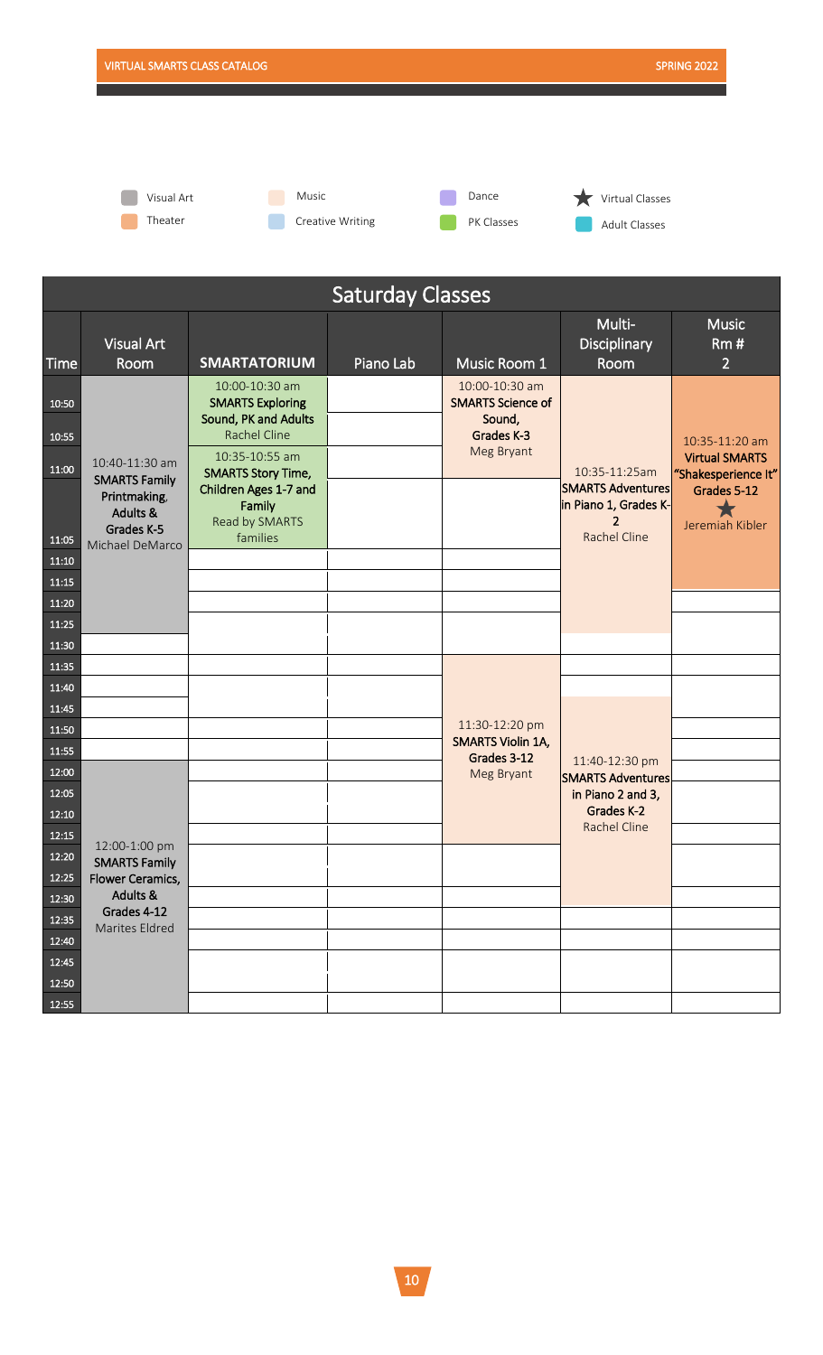Visual Art | Music | Dance | ★ Virtual Classes
Theater | Creative Writing | PK Classes | Adult Classes

## Saturday Classes

| Time | Visual Art Room | SMARTATORIUM | Piano Lab | Music Room 1 | Multi-Disciplinary Room | Music Rm # 2 |
|---|---|---|---|---|---|---|
| 10:50 | 10:40-11:30 am **SMARTS Family Printmaking, Adults & Grades K-5** Michael DeMarco | 10:00-10:30 am **SMARTS Exploring Sound, PK and Adults** Rachel Cline | | 10:00-10:30 am **SMARTS Science of Sound, Grades K-3** Meg Bryant | 10:35-11:25am **SMARTS Adventures in Piano 1, Grades K-2** Rachel Cline | 10:35-11:20 am **Virtual SMARTS "Shakespeareience It" Grades 5-12** ★ Jeremiah Kibler |
| 10:55 | | | | | | |
| 11:00 | | 10:35-10:55 am **SMARTS Story Time, Children Ages 1-7 and Family** Read by SMARTS families | | | | |
| 11:05 | | | | | | |
| 11:10 | | | | | | |
| 11:15 | | | | | | |
| 11:20 | | | | | | |
| 11:25 | | | | | | |
| 11:30 | | | | 11:30-12:20 pm **SMARTS Violin 1A, Grades 3-12** Meg Bryant | | |
| 11:35 | | | | | | |
| 11:40 | | | | | 11:40-12:30 pm **SMARTS Adventures in Piano 2 and 3, Grades K-2** Rachel Cline | |
| 11:45 | | | | | | |
| 11:50 | | | | | | |
| 11:55 | | | | | | |
| 12:00 | 12:00-1:00 pm **SMARTS Family Flower Ceramics, Adults & Grades 4-12** Marites Eldred | | | | | |
| 12:05 | | | | | | |
| 12:10 | | | | | | |
| 12:15 | | | | | | |
| 12:20 | | | | | | |
| 12:25 | | | | | | |
| 12:30 | | | | | | |
| 12:35 | | | | | | |
| 12:40 | | | | | | |
| 12:45 | | | | | | |
| 12:50 | | | | | | |
| 12:55 | | | | | | |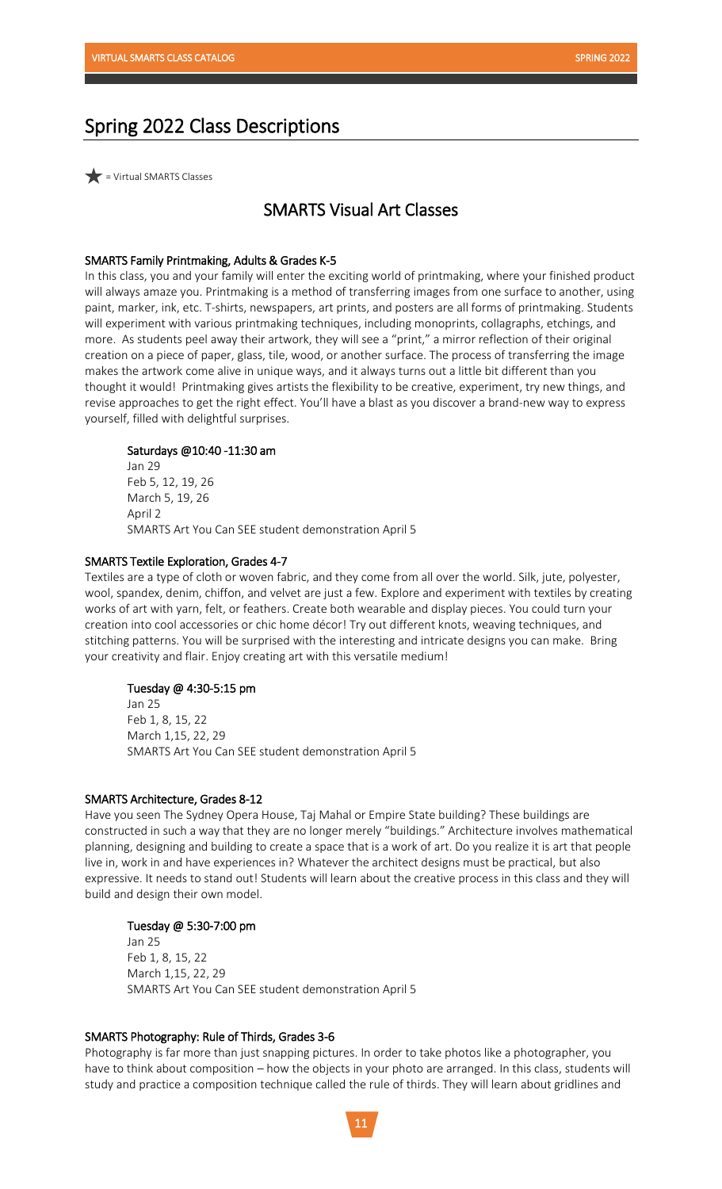## Spring 2022 Class Descriptions

★ = Virtual SMARTS Classes

### SMARTS Visual Art Classes

**SMARTS Family Printmaking, Adults & Grades K-5**

In this class, you and your family will enter the exciting world of printmaking, where your finished product will always amaze you. Printmaking is a method of transferring images from one surface to another, using paint, marker, ink, etc. T-shirts, newspapers, art prints, and posters are all forms of printmaking. Students will experiment with various printmaking techniques, including monoprints, collagraphs, etchings, and more. As students peel away their artwork, they will see a "print," a mirror reflection of their original creation on a piece of paper, glass, tile, wood, or another surface. The process of transferring the image makes the artwork come alive in unique ways, and it always turns out a little bit different than you thought it would! Printmaking gives artists the flexibility to be creative, experiment, try new things, and revise approaches to get the right effect. You'll have a blast as you discover a brand-new way to express yourself, filled with delightful surprises.

**Saturdays @10:40 -11:30 am**

Jan 29
Feb 5, 12, 19, 26
March 5, 19, 26
April 2
SMARTS Art You Can SEE student demonstration April 5

**SMARTS Textile Exploration, Grades 4-7**

Textiles are a type of cloth or woven fabric, and they come from all over the world. Silk, jute, polyester, wool, spandex, denim, chiffon, and velvet are just a few. Explore and experiment with textiles by creating works of art with yarn, felt, or feathers. Create both wearable and display pieces. You could turn your creation into cool accessories or chic home décor! Try out different knots, weaving techniques, and stitching patterns. You will be surprised with the interesting and intricate designs you can make. Bring your creativity and flair. Enjoy creating art with this versatile medium!

**Tuesday @ 4:30-5:15 pm**

Jan 25
Feb 1, 8, 15, 22
March 1,15, 22, 29
SMARTS Art You Can SEE student demonstration April 5

**SMARTS Architecture, Grades 8-12**

Have you seen The Sydney Opera House, Taj Mahal or Empire State building? These buildings are constructed in such a way that they are no longer merely "buildings." Architecture involves mathematical planning, designing and building to create a space that is a work of art. Do you realize it is art that people live in, work in and have experiences in? Whatever the architect designs must be practical, but also expressive. It needs to stand out! Students will learn about the creative process in this class and they will build and design their own model.

**Tuesday @ 5:30-7:00 pm**

Jan 25
Feb 1, 8, 15, 22
March 1,15, 22, 29
SMARTS Art You Can SEE student demonstration April 5

**SMARTS Photography: Rule of Thirds, Grades 3-6**

Photography is far more than just snapping pictures. In order to take photos like a photographer, you have to think about composition – how the objects in your photo are arranged. In this class, students will study and practice a composition technique called the rule of thirds. They will learn about gridlines and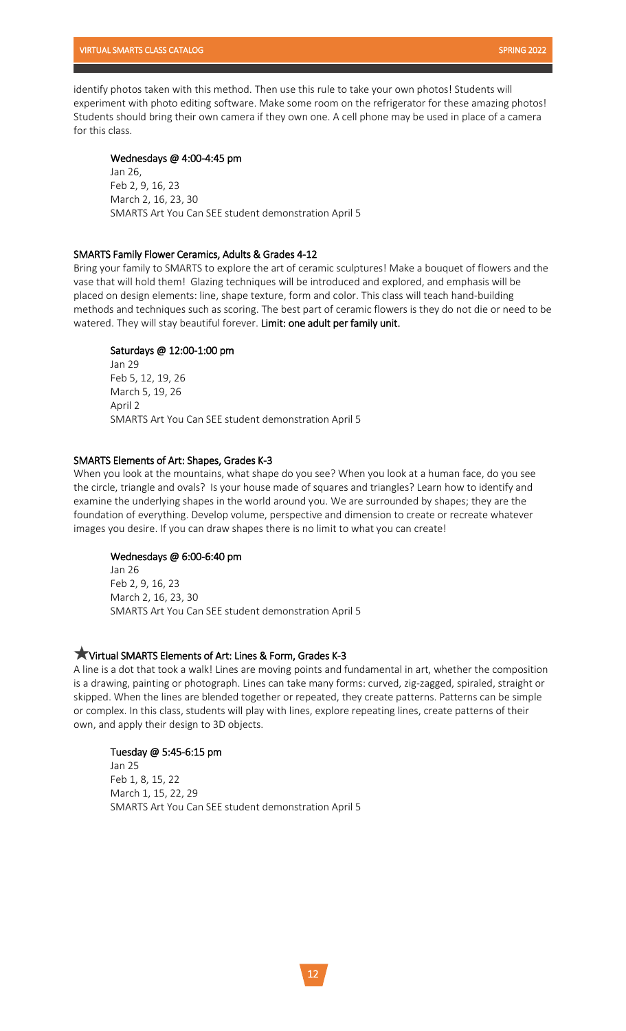identify photos taken with this method. Then use this rule to take your own photos! Students will experiment with photo editing software. Make some room on the refrigerator for these amazing photos! Students should bring their own camera if they own one. A cell phone may be used in place of a camera for this class.

**Wednesdays @ 4:00-4:45 pm**

Jan 26,
Feb 2, 9, 16, 23
March 2, 16, 23, 30
SMARTS Art You Can SEE student demonstration April 5

### SMARTS Family Flower Ceramics, Adults & Grades 4-12

Bring your family to SMARTS to explore the art of ceramic sculptures! Make a bouquet of flowers and the vase that will hold them! Glazing techniques will be introduced and explored, and emphasis will be placed on design elements: line, shape texture, form and color. This class will teach hand-building methods and techniques such as scoring. The best part of ceramic flowers is they do not die or need to be watered. They will stay beautiful forever. **Limit: one adult per family unit.**

**Saturdays @ 12:00-1:00 pm**

Jan 29
Feb 5, 12, 19, 26
March 5, 19, 26
April 2
SMARTS Art You Can SEE student demonstration April 5

### SMARTS Elements of Art: Shapes, Grades K-3

When you look at the mountains, what shape do you see? When you look at a human face, do you see the circle, triangle and ovals? Is your house made of squares and triangles? Learn how to identify and examine the underlying shapes in the world around you. We are surrounded by shapes; they are the foundation of everything. Develop volume, perspective and dimension to create or recreate whatever images you desire. If you can draw shapes there is no limit to what you can create!

**Wednesdays @ 6:00-6:40 pm**

Jan 26
Feb 2, 9, 16, 23
March 2, 16, 23, 30
SMARTS Art You Can SEE student demonstration April 5

### ★Virtual SMARTS Elements of Art: Lines & Form, Grades K-3

A line is a dot that took a walk! Lines are moving points and fundamental in art, whether the composition is a drawing, painting or photograph. Lines can take many forms: curved, zig-zagged, spiraled, straight or skipped. When the lines are blended together or repeated, they create patterns. Patterns can be simple or complex. In this class, students will play with lines, explore repeating lines, create patterns of their own, and apply their design to 3D objects.

**Tuesday @ 5:45-6:15 pm**

Jan 25
Feb 1, 8, 15, 22
March 1, 15, 22, 29
SMARTS Art You Can SEE student demonstration April 5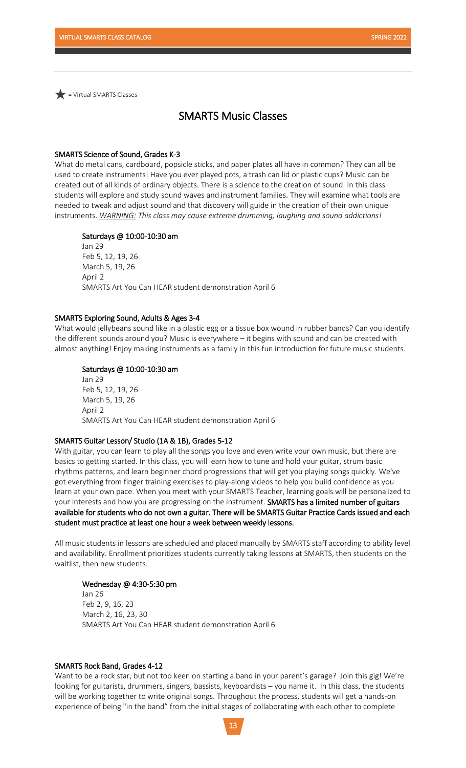★ = Virtual SMARTS Classes

## SMARTS Music Classes

### SMARTS Science of Sound, Grades K-3

What do metal cans, cardboard, popsicle sticks, and paper plates all have in common? They can all be used to create instruments! Have you ever played pots, a trash can lid or plastic cups? Music can be created out of all kinds of ordinary objects. There is a science to the creation of sound. In this class students will explore and study sound waves and instrument families. They will examine what tools are needed to tweak and adjust sound and that discovery will guide in the creation of their own unique instruments. *WARNING: This class may cause extreme drumming, laughing and sound addictions!*

**Saturdays @ 10:00-10:30 am**

Jan 29
Feb 5, 12, 19, 26
March 5, 19, 26
April 2
SMARTS Art You Can HEAR student demonstration April 6

### SMARTS Exploring Sound, Adults & Ages 3-4

What would jellybeans sound like in a plastic egg or a tissue box wound in rubber bands? Can you identify the different sounds around you? Music is everywhere – it begins with sound and can be created with almost anything! Enjoy making instruments as a family in this fun introduction for future music students.

**Saturdays @ 10:00-10:30 am**

Jan 29
Feb 5, 12, 19, 26
March 5, 19, 26
April 2
SMARTS Art You Can HEAR student demonstration April 6

### SMARTS Guitar Lesson/ Studio (1A & 1B), Grades 5-12

With guitar, you can learn to play all the songs you love and even write your own music, but there are basics to getting started. In this class, you will learn how to tune and hold your guitar, strum basic rhythms patterns, and learn beginner chord progressions that will get you playing songs quickly. We've got everything from finger training exercises to play-along videos to help you build confidence as you learn at your own pace. When you meet with your SMARTS Teacher, learning goals will be personalized to your interests and how you are progressing on the instrument. **SMARTS has a limited number of guitars available for students who do not own a guitar. There will be SMARTS Guitar Practice Cards issued and each student must practice at least one hour a week between weekly lessons.**

All music students in lessons are scheduled and placed manually by SMARTS staff according to ability level and availability. Enrollment prioritizes students currently taking lessons at SMARTS, then students on the waitlist, then new students.

**Wednesday @ 4:30-5:30 pm**

Jan 26
Feb 2, 9, 16, 23
March 2, 16, 23, 30
SMARTS Art You Can HEAR student demonstration April 6

### SMARTS Rock Band, Grades 4-12

Want to be a rock star, but not too keen on starting a band in your parent's garage? Join this gig! We're looking for guitarists, drummers, singers, bassists, keyboardists – you name it. In this class, the students will be working together to write original songs. Throughout the process, students will get a hands-on experience of being "in the band" from the initial stages of collaborating with each other to complete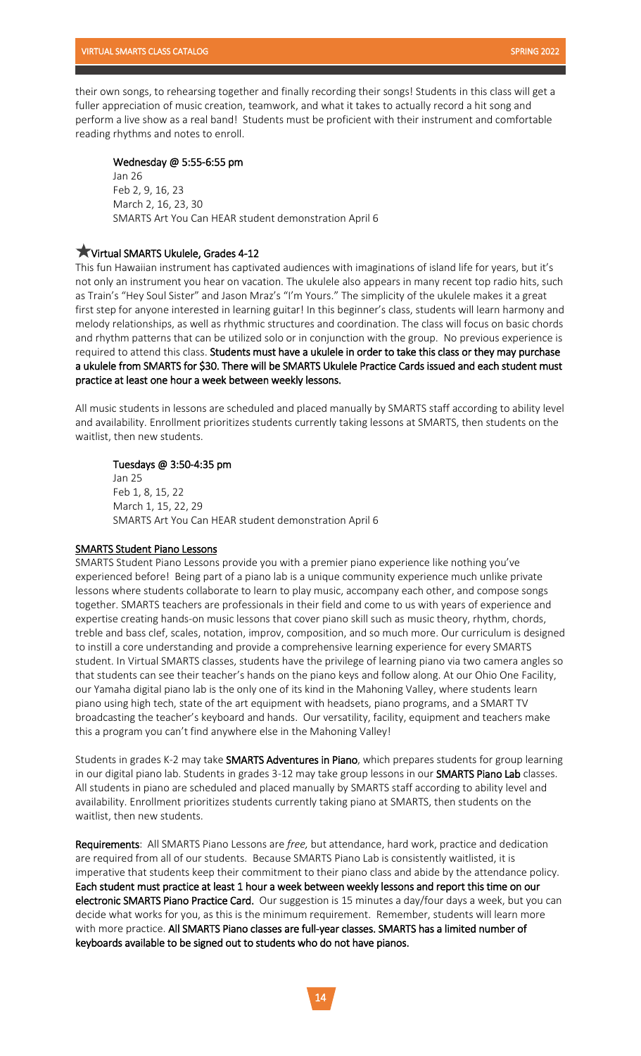their own songs, to rehearsing together and finally recording their songs! Students in this class will get a fuller appreciation of music creation, teamwork, and what it takes to actually record a hit song and perform a live show as a real band! Students must be proficient with their instrument and comfortable reading rhythms and notes to enroll.

**Wednesday @ 5:55-6:55 pm**
Jan 26
Feb 2, 9, 16, 23
March 2, 16, 23, 30
SMARTS Art You Can HEAR student demonstration April 6

### ★Virtual SMARTS Ukulele, Grades 4-12

This fun Hawaiian instrument has captivated audiences with imaginations of island life for years, but it's not only an instrument you hear on vacation. The ukulele also appears in many recent top radio hits, such as Train's "Hey Soul Sister" and Jason Mraz's "I'm Yours." The simplicity of the ukulele makes it a great first step for anyone interested in learning guitar! In this beginner's class, students will learn harmony and melody relationships, as well as rhythmic structures and coordination. The class will focus on basic chords and rhythm patterns that can be utilized solo or in conjunction with the group. No previous experience is required to attend this class. **Students must have a ukulele in order to take this class or they may purchase a ukulele from SMARTS for $30. There will be SMARTS Ukulele Practice Cards issued and each student must practice at least one hour a week between weekly lessons.**

All music students in lessons are scheduled and placed manually by SMARTS staff according to ability level and availability. Enrollment prioritizes students currently taking lessons at SMARTS, then students on the waitlist, then new students.

**Tuesdays @ 3:50-4:35 pm**
Jan 25
Feb 1, 8, 15, 22
March 1, 15, 22, 29
SMARTS Art You Can HEAR student demonstration April 6

### SMARTS Student Piano Lessons

SMARTS Student Piano Lessons provide you with a premier piano experience like nothing you've experienced before! Being part of a piano lab is a unique community experience much unlike private lessons where students collaborate to learn to play music, accompany each other, and compose songs together. SMARTS teachers are professionals in their field and come to us with years of experience and expertise creating hands-on music lessons that cover piano skill such as music theory, rhythm, chords, treble and bass clef, scales, notation, improv, composition, and so much more. Our curriculum is designed to instill a core understanding and provide a comprehensive learning experience for every SMARTS student. In Virtual SMARTS classes, students have the privilege of learning piano via two camera angles so that students can see their teacher's hands on the piano keys and follow along. At our Ohio One Facility, our Yamaha digital piano lab is the only one of its kind in the Mahoning Valley, where students learn piano using high tech, state of the art equipment with headsets, piano programs, and a SMART TV broadcasting the teacher's keyboard and hands. Our versatility, facility, equipment and teachers make this a program you can't find anywhere else in the Mahoning Valley!

Students in grades K-2 may take **SMARTS Adventures in Piano**, which prepares students for group learning in our digital piano lab. Students in grades 3-12 may take group lessons in our **SMARTS Piano Lab** classes. All students in piano are scheduled and placed manually by SMARTS staff according to ability level and availability. Enrollment prioritizes students currently taking piano at SMARTS, then students on the waitlist, then new students.

**Requirements**: All SMARTS Piano Lessons are *free*, but attendance, hard work, practice and dedication are required from all of our students. Because SMARTS Piano Lab is consistently waitlisted, it is imperative that students keep their commitment to their piano class and abide by the attendance policy. **Each student must practice at least 1 hour a week between weekly lessons and report this time on our electronic SMARTS Piano Practice Card.** Our suggestion is 15 minutes a day/four days a week, but you can decide what works for you, as this is the minimum requirement. Remember, students will learn more with more practice. **All SMARTS Piano classes are full-year classes. SMARTS has a limited number of keyboards available to be signed out to students who do not have pianos.**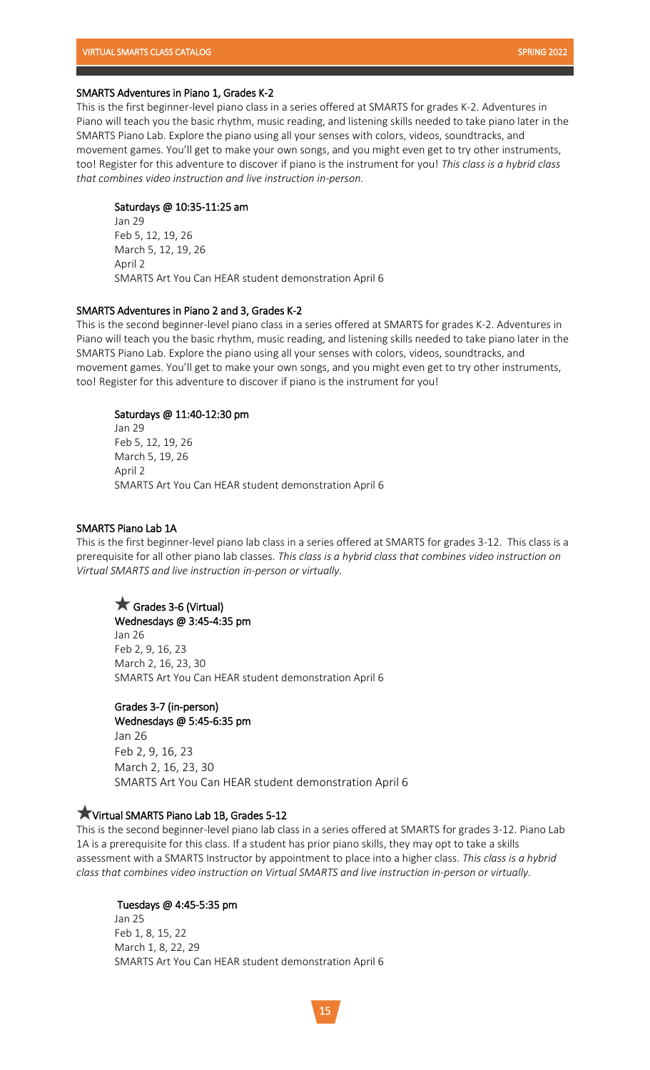### SMARTS Adventures in Piano 1, Grades K-2

This is the first beginner-level piano class in a series offered at SMARTS for grades K-2. Adventures in Piano will teach you the basic rhythm, music reading, and listening skills needed to take piano later in the SMARTS Piano Lab. Explore the piano using all your senses with colors, videos, soundtracks, and movement games. You'll get to make your own songs, and you might even get to try other instruments, too! Register for this adventure to discover if piano is the instrument for you! *This class is a hybrid class that combines video instruction and live instruction in-person.*

**Saturdays @ 10:35-11:25 am**

Jan 29
Feb 5, 12, 19, 26
March 5, 12, 19, 26
April 2
SMARTS Art You Can HEAR student demonstration April 6

### SMARTS Adventures in Piano 2 and 3, Grades K-2

This is the second beginner-level piano class in a series offered at SMARTS for grades K-2. Adventures in Piano will teach you the basic rhythm, music reading, and listening skills needed to take piano later in the SMARTS Piano Lab. Explore the piano using all your senses with colors, videos, soundtracks, and movement games. You'll get to make your own songs, and you might even get to try other instruments, too! Register for this adventure to discover if piano is the instrument for you!

**Saturdays @ 11:40-12:30 pm**

Jan 29
Feb 5, 12, 19, 26
March 5, 19, 26
April 2
SMARTS Art You Can HEAR student demonstration April 6

### SMARTS Piano Lab 1A

This is the first beginner-level piano lab class in a series offered at SMARTS for grades 3-12. This class is a prerequisite for all other piano lab classes. *This class is a hybrid class that combines video instruction on Virtual SMARTS and live instruction in-person or virtually.*

**★ Grades 3-6 (Virtual)**
**Wednesdays @ 3:45-4:35 pm**

Jan 26
Feb 2, 9, 16, 23
March 2, 16, 23, 30
SMARTS Art You Can HEAR student demonstration April 6

**Grades 3-7 (in-person)**
**Wednesdays @ 5:45-6:35 pm**

Jan 26
Feb 2, 9, 16, 23
March 2, 16, 23, 30
SMARTS Art You Can HEAR student demonstration April 6

### ★Virtual SMARTS Piano Lab 1B, Grades 5-12

This is the second beginner-level piano lab class in a series offered at SMARTS for grades 3-12. Piano Lab 1A is a prerequisite for this class. If a student has prior piano skills, they may opt to take a skills assessment with a SMARTS Instructor by appointment to place into a higher class. *This class is a hybrid class that combines video instruction on Virtual SMARTS and live instruction in-person or virtually.*

**Tuesdays @ 4:45-5:35 pm**

Jan 25
Feb 1, 8, 15, 22
March 1, 8, 22, 29
SMARTS Art You Can HEAR student demonstration April 6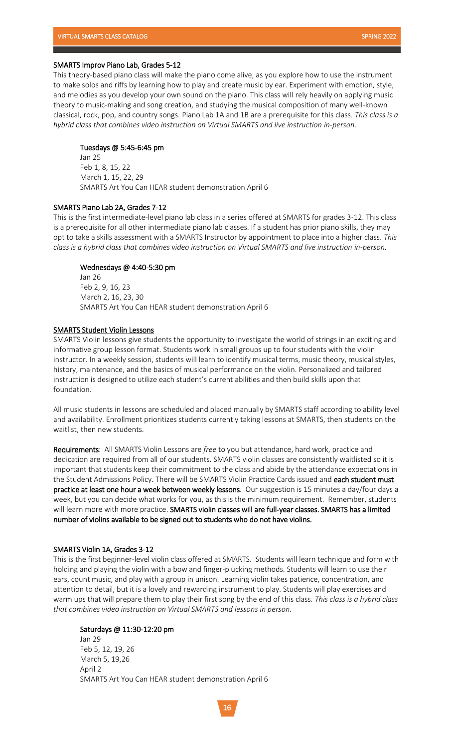### SMARTS Improv Piano Lab, Grades 5-12

This theory-based piano class will make the piano come alive, as you explore how to use the instrument to make solos and riffs by learning how to play and create music by ear. Experiment with emotion, style, and melodies as you develop your own sound on the piano. This class will rely heavily on applying music theory to music-making and song creation, and studying the musical composition of many well-known classical, rock, pop, and country songs. Piano Lab 1A and 1B are a prerequisite for this class. *This class is a hybrid class that combines video instruction on Virtual SMARTS and live instruction in-person.*

**Tuesdays @ 5:45-6:45 pm**

Jan 25
Feb 1, 8, 15, 22
March 1, 15, 22, 29
SMARTS Art You Can HEAR student demonstration April 6

### SMARTS Piano Lab 2A, Grades 7-12

This is the first intermediate-level piano lab class in a series offered at SMARTS for grades 3-12. This class is a prerequisite for all other intermediate piano lab classes. If a student has prior piano skills, they may opt to take a skills assessment with a SMARTS Instructor by appointment to place into a higher class. *This class is a hybrid class that combines video instruction on Virtual SMARTS and live instruction in-person.*

**Wednesdays @ 4:40-5:30 pm**

Jan 26
Feb 2, 9, 16, 23
March 2, 16, 23, 30
SMARTS Art You Can HEAR student demonstration April 6

### SMARTS Student Violin Lessons

SMARTS Violin lessons give students the opportunity to investigate the world of strings in an exciting and informative group lesson format. Students work in small groups up to four students with the violin instructor. In a weekly session, students will learn to identify musical terms, music theory, musical styles, history, maintenance, and the basics of musical performance on the violin. Personalized and tailored instruction is designed to utilize each student's current abilities and then build skills upon that foundation.

All music students in lessons are scheduled and placed manually by SMARTS staff according to ability level and availability. Enrollment prioritizes students currently taking lessons at SMARTS, then students on the waitlist, then new students.

**Requirements**: All SMARTS Violin Lessons are *free* to you but attendance, hard work, practice and dedication are required from all of our students. SMARTS violin classes are consistently waitlisted so it is important that students keep their commitment to the class and abide by the attendance expectations in the Student Admissions Policy. There will be SMARTS Violin Practice Cards issued and **each student must practice at least one hour a week between weekly lessons**. Our suggestion is 15 minutes a day/four days a week, but you can decide what works for you, as this is the minimum requirement. Remember, students will learn more with more practice. **SMARTS violin classes will are full-year classes. SMARTS has a limited number of violins available to be signed out to students who do not have violins.**

### SMARTS Violin 1A, Grades 3-12

This is the first beginner-level violin class offered at SMARTS. Students will learn technique and form with holding and playing the violin with a bow and finger-plucking methods. Students will learn to use their ears, count music, and play with a group in unison. Learning violin takes patience, concentration, and attention to detail, but it is a lovely and rewarding instrument to play. Students will play exercises and warm ups that will prepare them to play their first song by the end of this class. *This class is a hybrid class that combines video instruction on Virtual SMARTS and lessons in person.*

**Saturdays @ 11:30-12:20 pm**

Jan 29
Feb 5, 12, 19, 26
March 5, 19,26
April 2
SMARTS Art You Can HEAR student demonstration April 6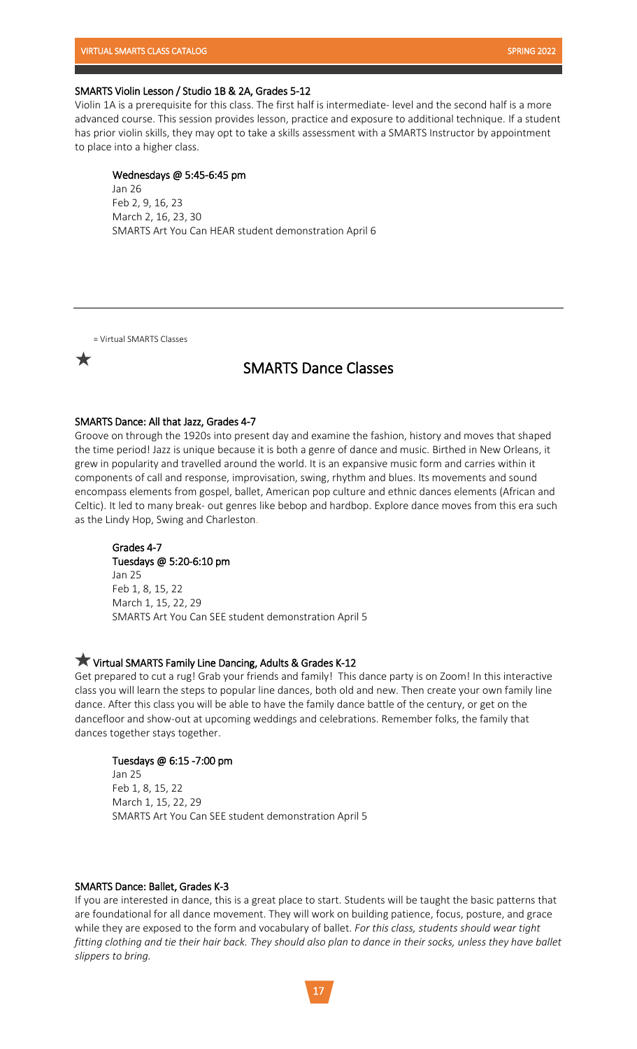### SMARTS Violin Lesson / Studio 1B & 2A, Grades 5-12

Violin 1A is a prerequisite for this class. The first half is intermediate- level and the second half is a more advanced course. This session provides lesson, practice and exposure to additional technique. If a student has prior violin skills, they may opt to take a skills assessment with a SMARTS Instructor by appointment to place into a higher class.

**Wednesdays @ 5:45-6:45 pm**
Jan 26
Feb 2, 9, 16, 23
March 2, 16, 23, 30
SMARTS Art You Can HEAR student demonstration April 6

---

★ = Virtual SMARTS Classes

## SMARTS Dance Classes

### SMARTS Dance: All that Jazz, Grades 4-7

Groove on through the 1920s into present day and examine the fashion, history and moves that shaped the time period! Jazz is unique because it is both a genre of dance and music. Birthed in New Orleans, it grew in popularity and travelled around the world. It is an expansive music form and carries within it components of call and response, improvisation, swing, rhythm and blues. Its movements and sound encompass elements from gospel, ballet, American pop culture and ethnic dances elements (African and Celtic). It led to many break- out genres like bebop and hardbop. Explore dance moves from this era such as the Lindy Hop, Swing and Charleston.

**Grades 4-7**
**Tuesdays @ 5:20-6:10 pm**
Jan 25
Feb 1, 8, 15, 22
March 1, 15, 22, 29
SMARTS Art You Can SEE student demonstration April 5

### ★ Virtual SMARTS Family Line Dancing, Adults & Grades K-12

Get prepared to cut a rug! Grab your friends and family! This dance party is on Zoom! In this interactive class you will learn the steps to popular line dances, both old and new. Then create your own family line dance. After this class you will be able to have the family dance battle of the century, or get on the dancefloor and show-out at upcoming weddings and celebrations. Remember folks, the family that dances together stays together.

**Tuesdays @ 6:15 -7:00 pm**
Jan 25
Feb 1, 8, 15, 22
March 1, 15, 22, 29
SMARTS Art You Can SEE student demonstration April 5

### SMARTS Dance: Ballet, Grades K-3

If you are interested in dance, this is a great place to start. Students will be taught the basic patterns that are foundational for all dance movement. They will work on building patience, focus, posture, and grace while they are exposed to the form and vocabulary of ballet. *For this class, students should wear tight fitting clothing and tie their hair back. They should also plan to dance in their socks, unless they have ballet slippers to bring.*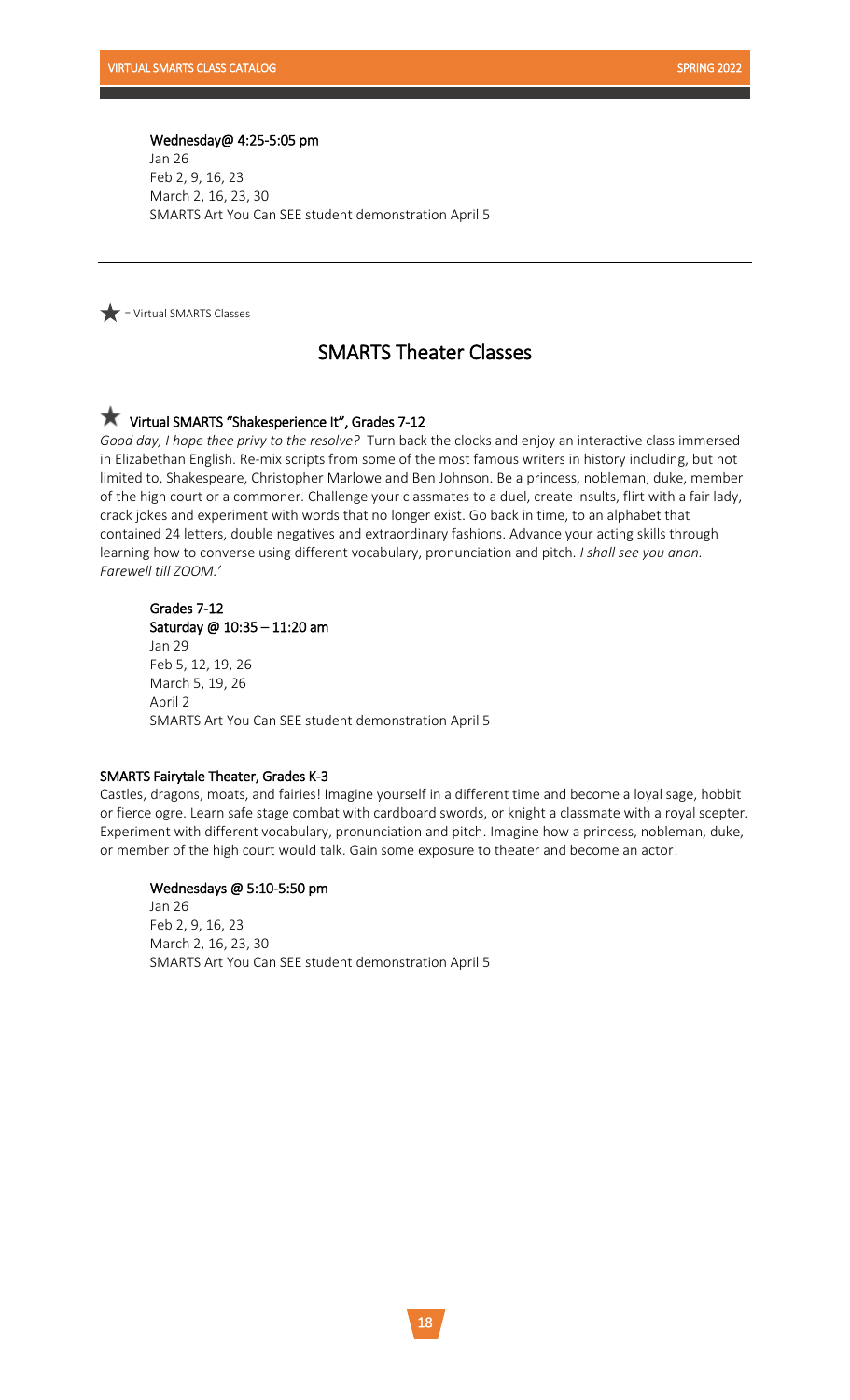**Wednesday@ 4:25-5:05 pm**

Jan 26
Feb 2, 9, 16, 23
March 2, 16, 23, 30
SMARTS Art You Can SEE student demonstration April 5

---

★ = Virtual SMARTS Classes

## SMARTS Theater Classes

### ★ Virtual SMARTS "Shakesperience It", Grades 7-12

*Good day, I hope thee privy to the resolve?* Turn back the clocks and enjoy an interactive class immersed in Elizabethan English. Re-mix scripts from some of the most famous writers in history including, but not limited to, Shakespeare, Christopher Marlowe and Ben Johnson. Be a princess, nobleman, duke, member of the high court or a commoner. Challenge your classmates to a duel, create insults, flirt with a fair lady, crack jokes and experiment with words that no longer exist. Go back in time, to an alphabet that contained 24 letters, double negatives and extraordinary fashions. Advance your acting skills through learning how to converse using different vocabulary, pronunciation and pitch. *I shall see you anon. Farewell till ZOOM.'*

**Grades 7-12**
**Saturday @ 10:35 – 11:20 am**

Jan 29
Feb 5, 12, 19, 26
March 5, 19, 26
April 2
SMARTS Art You Can SEE student demonstration April 5

### SMARTS Fairytale Theater, Grades K-3

Castles, dragons, moats, and fairies! Imagine yourself in a different time and become a loyal sage, hobbit or fierce ogre. Learn safe stage combat with cardboard swords, or knight a classmate with a royal scepter. Experiment with different vocabulary, pronunciation and pitch. Imagine how a princess, nobleman, duke, or member of the high court would talk. Gain some exposure to theater and become an actor!

**Wednesdays @ 5:10-5:50 pm**

Jan 26
Feb 2, 9, 16, 23
March 2, 16, 23, 30
SMARTS Art You Can SEE student demonstration April 5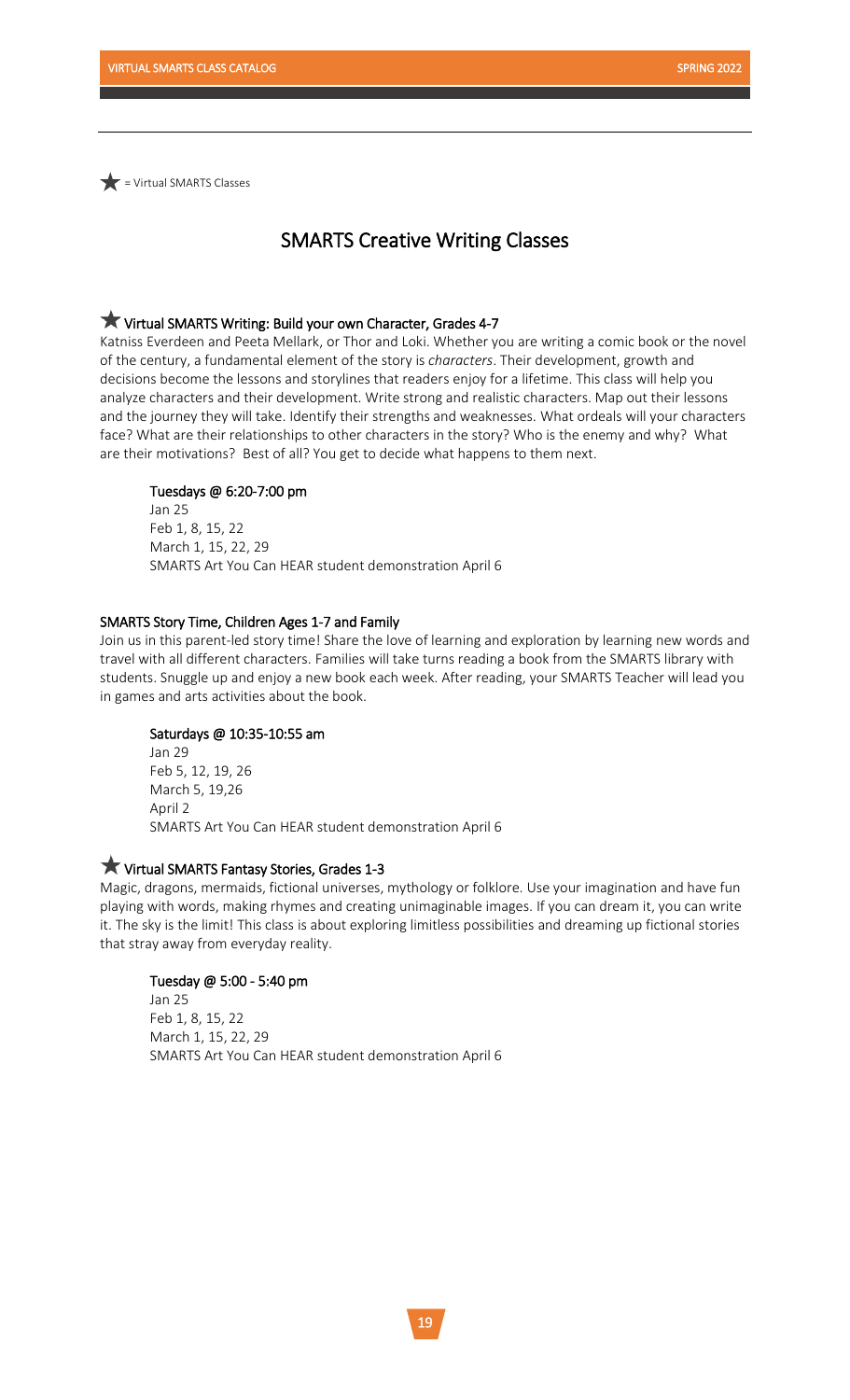★ = Virtual SMARTS Classes

# SMARTS Creative Writing Classes

### ★ Virtual SMARTS Writing: Build your own Character, Grades 4-7

Katniss Everdeen and Peeta Mellark, or Thor and Loki. Whether you are writing a comic book or the novel of the century, a fundamental element of the story is *characters*. Their development, growth and decisions become the lessons and storylines that readers enjoy for a lifetime. This class will help you analyze characters and their development. Write strong and realistic characters. Map out their lessons and the journey they will take. Identify their strengths and weaknesses. What ordeals will your characters face? What are their relationships to other characters in the story? Who is the enemy and why? What are their motivations? Best of all? You get to decide what happens to them next.

**Tuesdays @ 6:20-7:00 pm**

Jan 25
Feb 1, 8, 15, 22
March 1, 15, 22, 29
SMARTS Art You Can HEAR student demonstration April 6

### SMARTS Story Time, Children Ages 1-7 and Family

Join us in this parent-led story time! Share the love of learning and exploration by learning new words and travel with all different characters. Families will take turns reading a book from the SMARTS library with students. Snuggle up and enjoy a new book each week. After reading, your SMARTS Teacher will lead you in games and arts activities about the book.

**Saturdays @ 10:35-10:55 am**

Jan 29
Feb 5, 12, 19, 26
March 5, 19,26
April 2
SMARTS Art You Can HEAR student demonstration April 6

### ★ Virtual SMARTS Fantasy Stories, Grades 1-3

Magic, dragons, mermaids, fictional universes, mythology or folklore. Use your imagination and have fun playing with words, making rhymes and creating unimaginable images. If you can dream it, you can write it. The sky is the limit! This class is about exploring limitless possibilities and dreaming up fictional stories that stray away from everyday reality.

**Tuesday @ 5:00 - 5:40 pm**

Jan 25
Feb 1, 8, 15, 22
March 1, 15, 22, 29
SMARTS Art You Can HEAR student demonstration April 6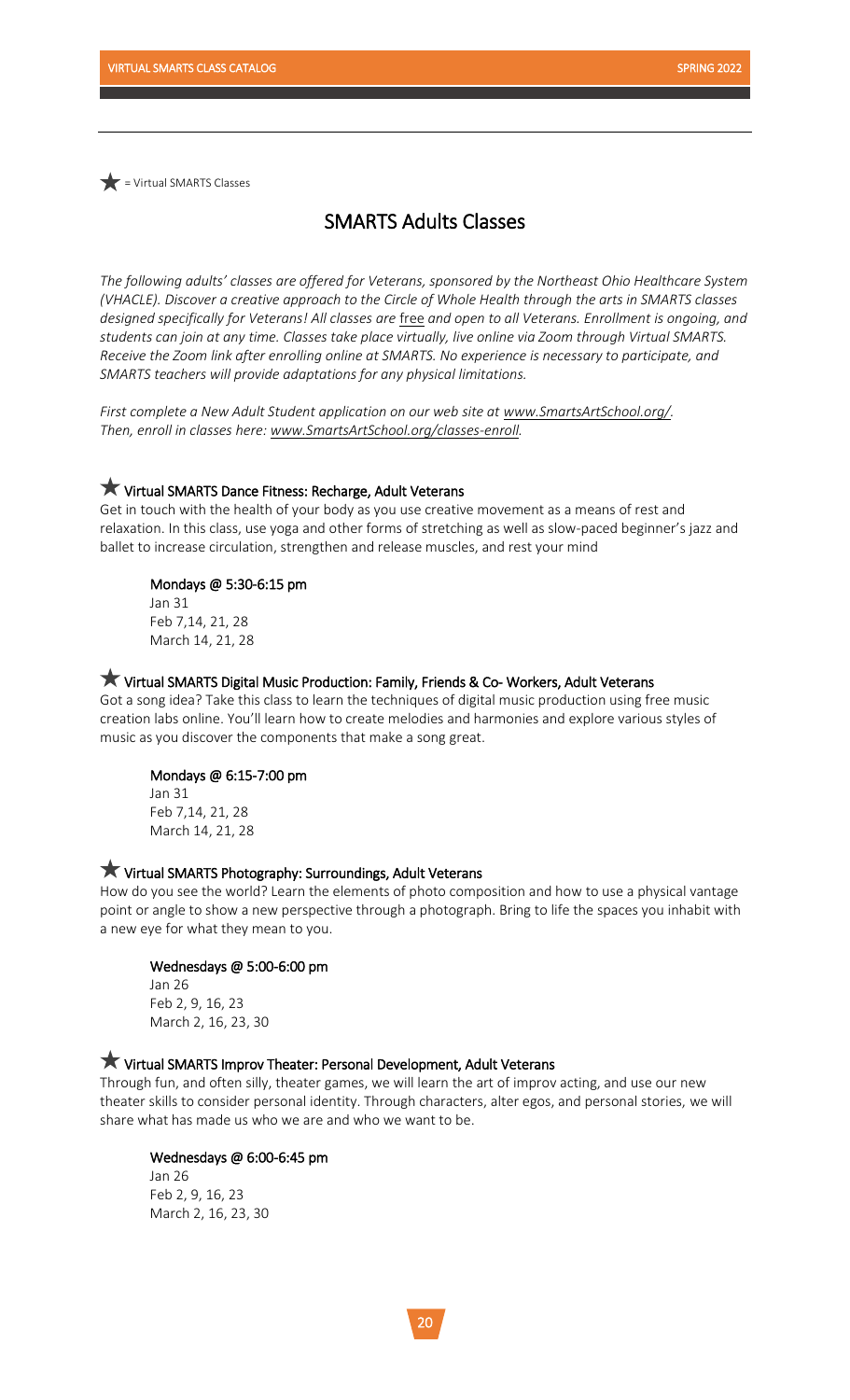★ = Virtual SMARTS Classes

# SMARTS Adults Classes

*The following adults' classes are offered for Veterans, sponsored by the Northeast Ohio Healthcare System (VHACLE). Discover a creative approach to the Circle of Whole Health through the arts in SMARTS classes designed specifically for Veterans! All classes are* free *and open to all Veterans. Enrollment is ongoing, and students can join at any time. Classes take place virtually, live online via Zoom through Virtual SMARTS. Receive the Zoom link after enrolling online at SMARTS. No experience is necessary to participate, and SMARTS teachers will provide adaptations for any physical limitations.*

*First complete a New Adult Student application on our web site at www.SmartsArtSchool.org/.*
*Then, enroll in classes here: www.SmartsArtSchool.org/classes-enroll.*

### ★ Virtual SMARTS Dance Fitness: Recharge, Adult Veterans

Get in touch with the health of your body as you use creative movement as a means of rest and relaxation. In this class, use yoga and other forms of stretching as well as slow-paced beginner's jazz and ballet to increase circulation, strengthen and release muscles, and rest your mind

**Mondays @ 5:30-6:15 pm**
Jan 31
Feb 7,14, 21, 28
March 14, 21, 28

### ★ Virtual SMARTS Digital Music Production: Family, Friends & Co- Workers, Adult Veterans

Got a song idea? Take this class to learn the techniques of digital music production using free music creation labs online. You'll learn how to create melodies and harmonies and explore various styles of music as you discover the components that make a song great.

**Mondays @ 6:15-7:00 pm**
Jan 31
Feb 7,14, 21, 28
March 14, 21, 28

### ★ Virtual SMARTS Photography: Surroundings, Adult Veterans

How do you see the world? Learn the elements of photo composition and how to use a physical vantage point or angle to show a new perspective through a photograph. Bring to life the spaces you inhabit with a new eye for what they mean to you.

**Wednesdays @ 5:00-6:00 pm**
Jan 26
Feb 2, 9, 16, 23
March 2, 16, 23, 30

### ★ Virtual SMARTS Improv Theater: Personal Development, Adult Veterans

Through fun, and often silly, theater games, we will learn the art of improv acting, and use our new theater skills to consider personal identity. Through characters, alter egos, and personal stories, we will share what has made us who we are and who we want to be.

**Wednesdays @ 6:00-6:45 pm**
Jan 26
Feb 2, 9, 16, 23
March 2, 16, 23, 30